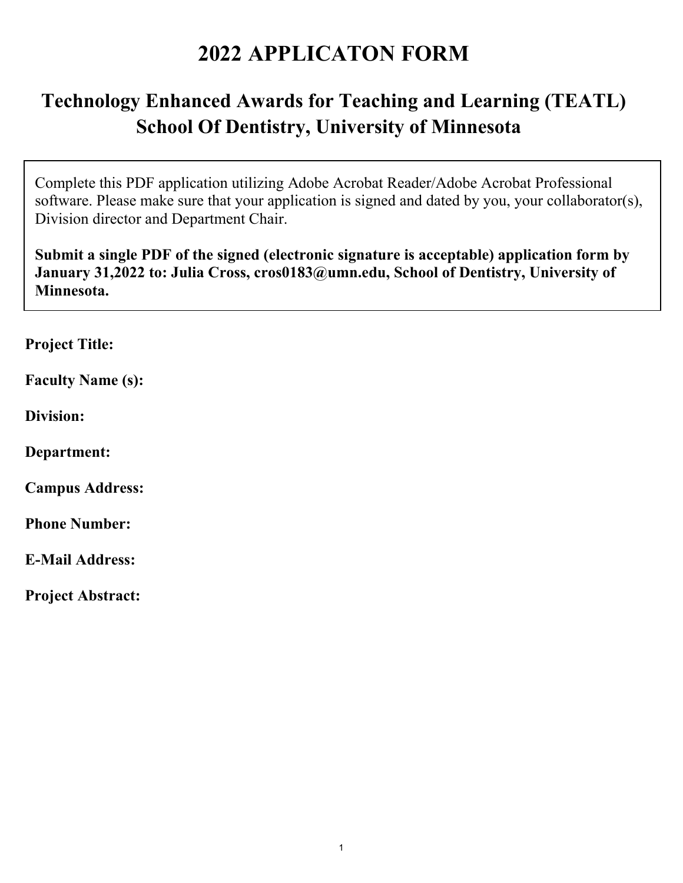# 2022 APPLICATON FORM

## Technology Enhanced Awards for Teaching and Learning (TEATL) School Of Dentistry, University of Minnesota

Complete this PDF application utilizing Adobe Acrobat Reader/Adobe Acrobat Professional software. Please make sure that your application is signed and dated by you, your collaborator(s), Division director and Department Chair.

**Submit a single PDF of the signed (electronic signature is acceptable) application form by January 31,2022 to: Julia Cross, cros0183@umn.edu, School of Dentistry, University of Minnesota.**

**Project Title:**

**Faculty Name (s):**

**Division:**

**Department:**

**Campus Address:**

**Phone Number:**

**E-Mail Address:**

**Project Abstract:**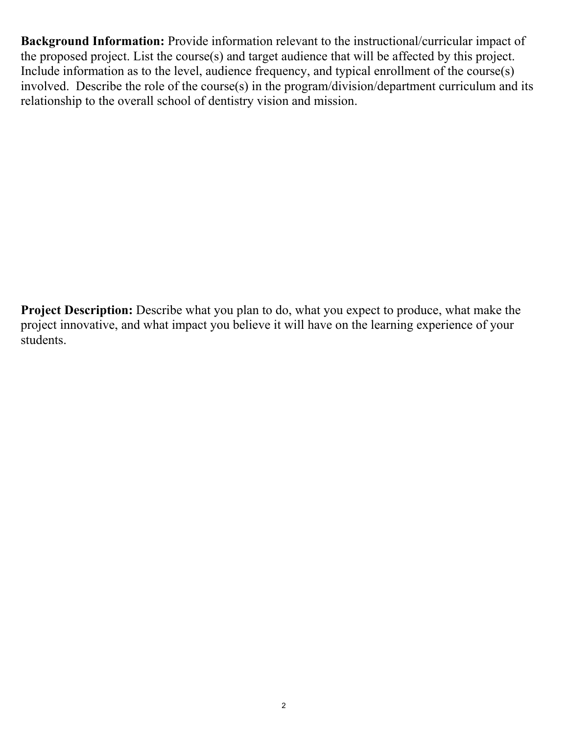**Background Information:** Provide information relevant to the instructional/curricular impact of the proposed project. List the course(s) and target audience that will be affected by this project. Include information as to the level, audience frequency, and typical enrollment of the course(s) involved. Describe the role of the course(s) in the program/division/department curriculum and its relationship to the overall school of dentistry vision and mission.

**Project Description:** Describe what you plan to do, what you expect to produce, what make the project innovative, and what impact you believe it will have on the learning experience of your students.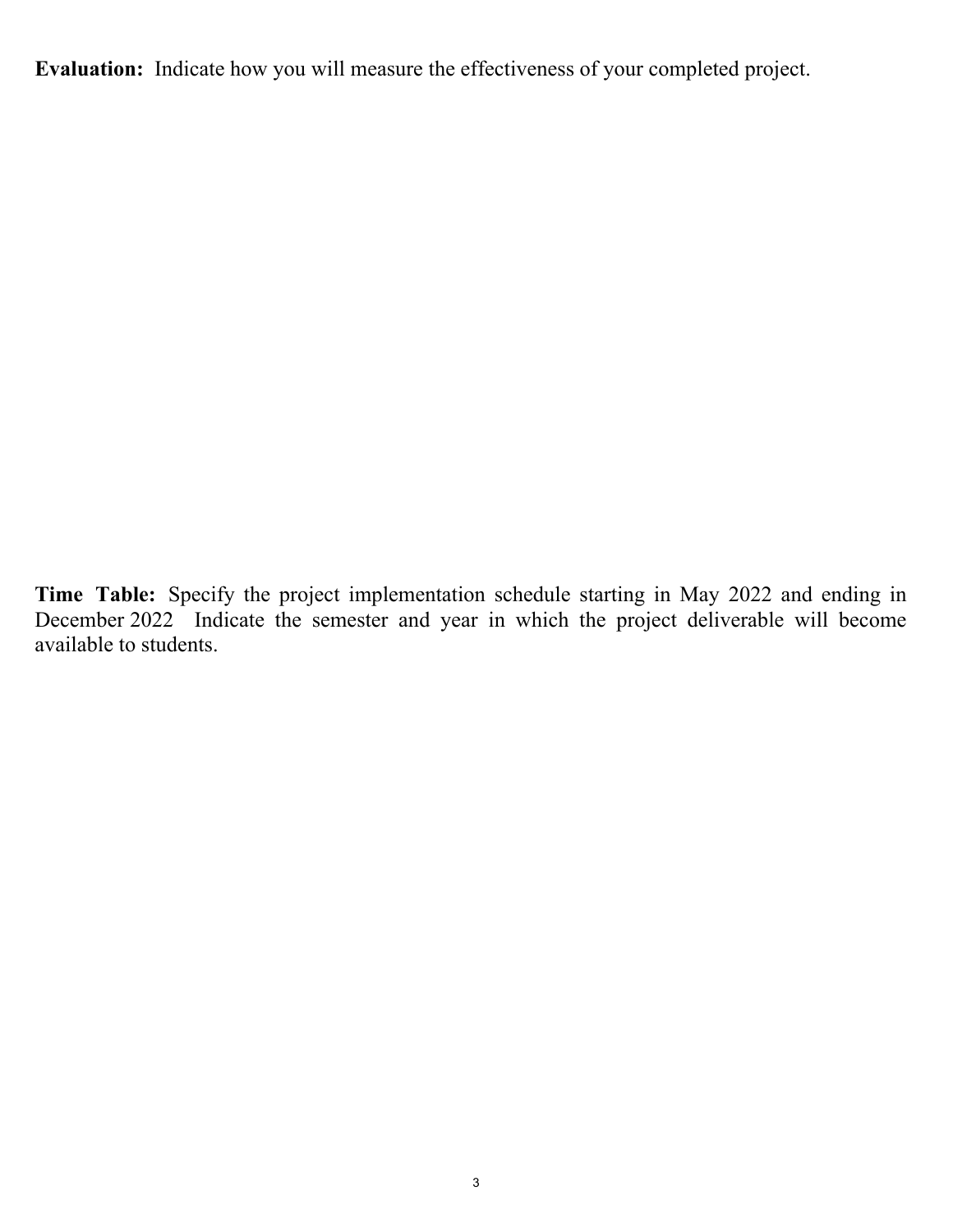**Evaluation:** Indicate how you will measure the effectiveness of your completed project.

**Time Table:** Specify the project implementation schedule starting in May 2022 and ending in December 2022 Indicate the semester and year in which the project deliverable will become available to students.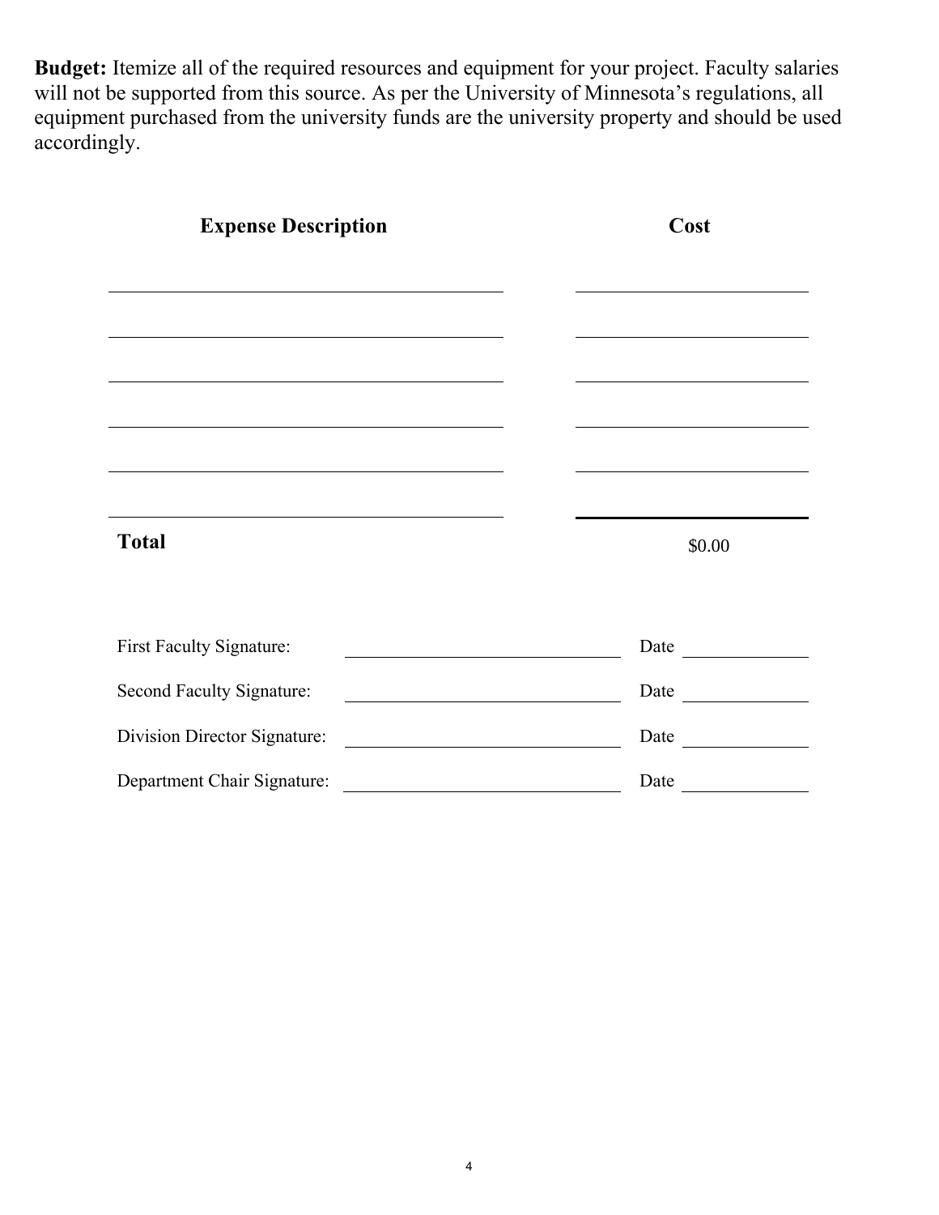**Budget:** Itemize all of the required resources and equipment for your project. Faculty salaries will not be supported from this source. As per the University of Minnesota's regulations, all equipment purchased from the university funds are the university property and should be used accordingly.

| Expense Description | Cost |
|---|---|
| | |
| | |
| | |
| | |
| | |
| | |
| **Total** | $0.00 |

First Faculty Signature: ______________________________ Date ____________

Second Faculty Signature: ______________________________ Date ____________

Division Director Signature: ______________________________ Date ____________

Department Chair Signature: ______________________________ Date ____________